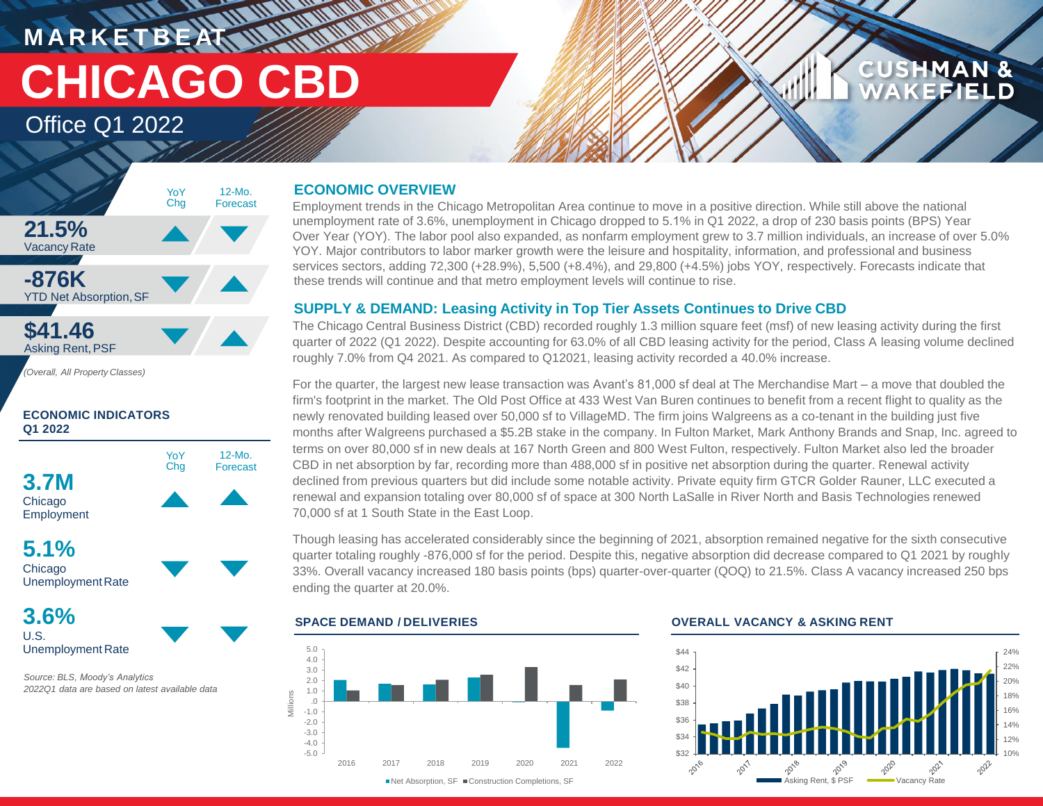MARKETBEAT

# CHICAGO CBD

Office Q1 2022

CUSHMAN & WAKEFIELD

| | YoY Chg | 12-Mo. Forecast |
|---|---|---|
| **21.5%** Vacancy Rate | ▲ | ▼ |
| **-876K** YTD Net Absorption, SF | ▼ | ▲ |
| **$41.46** Asking Rent, PSF | ▼ | ▲ |

*(Overall, All Property Classes)*

**ECONOMIC INDICATORS Q1 2022**

| | YoY Chg | 12-Mo. Forecast |
|---|---|---|
| **3.7M** Chicago Employment | ▲ | ▲ |
| **5.1%** Chicago Unemployment Rate | ▼ | ▼ |
| **3.6%** U.S. Unemployment Rate | ▼ | ▼ |

*Source: BLS, Moody's Analytics*
*2022Q1 data are based on latest available data*

## ECONOMIC OVERVIEW

Employment trends in the Chicago Metropolitan Area continue to move in a positive direction. While still above the national unemployment rate of 3.6%, unemployment in Chicago dropped to 5.1% in Q1 2022, a drop of 230 basis points (BPS) Year Over Year (YOY). The labor pool also expanded, as nonfarm employment grew to 3.7 million individuals, an increase of over 5.0% YOY. Major contributors to labor marker growth were the leisure and hospitality, information, and professional and business services sectors, adding 72,300 (+28.9%), 5,500 (+8.4%), and 29,800 (+4.5%) jobs YOY, respectively. Forecasts indicate that these trends will continue and that metro employment levels will continue to rise.

## SUPPLY & DEMAND: Leasing Activity in Top Tier Assets Continues to Drive CBD

The Chicago Central Business District (CBD) recorded roughly 1.3 million square feet (msf) of new leasing activity during the first quarter of 2022 (Q1 2022). Despite accounting for 63.0% of all CBD leasing activity for the period, Class A leasing volume declined roughly 7.0% from Q4 2021. As compared to Q12021, leasing activity recorded a 40.0% increase.

For the quarter, the largest new lease transaction was Avant's 81,000 sf deal at The Merchandise Mart – a move that doubled the firm's footprint in the market. The Old Post Office at 433 West Van Buren continues to benefit from a recent flight to quality as the newly renovated building leased over 50,000 sf to VillageMD. The firm joins Walgreens as a co-tenant in the building just five months after Walgreens purchased a $5.2B stake in the company. In Fulton Market, Mark Anthony Brands and Snap, Inc. agreed to terms on over 80,000 sf in new deals at 167 North Green and 800 West Fulton, respectively. Fulton Market also led the broader CBD in net absorption by far, recording more than 488,000 sf in positive net absorption during the quarter. Renewal activity declined from previous quarters but did include some notable activity. Private equity firm GTCR Golder Rauner, LLC executed a renewal and expansion totaling over 80,000 sf of space at 300 North LaSalle in River North and Basis Technologies renewed 70,000 sf at 1 South State in the East Loop.

Though leasing has accelerated considerably since the beginning of 2021, absorption remained negative for the sixth consecutive quarter totaling roughly -876,000 sf for the period. Despite this, negative absorption did decrease compared to Q1 2021 by roughly 33%. Overall vacancy increased 180 basis points (bps) quarter-over-quarter (QOQ) to 21.5%. Class A vacancy increased 250 bps ending the quarter at 20.0%.

**SPACE DEMAND / DELIVERIES**

Millions; Net Absorption, SF; Construction Completions, SF (2016–2022)

**OVERALL VACANCY & ASKING RENT**

Asking Rent, $ PSF; Vacancy Rate (2016–2022)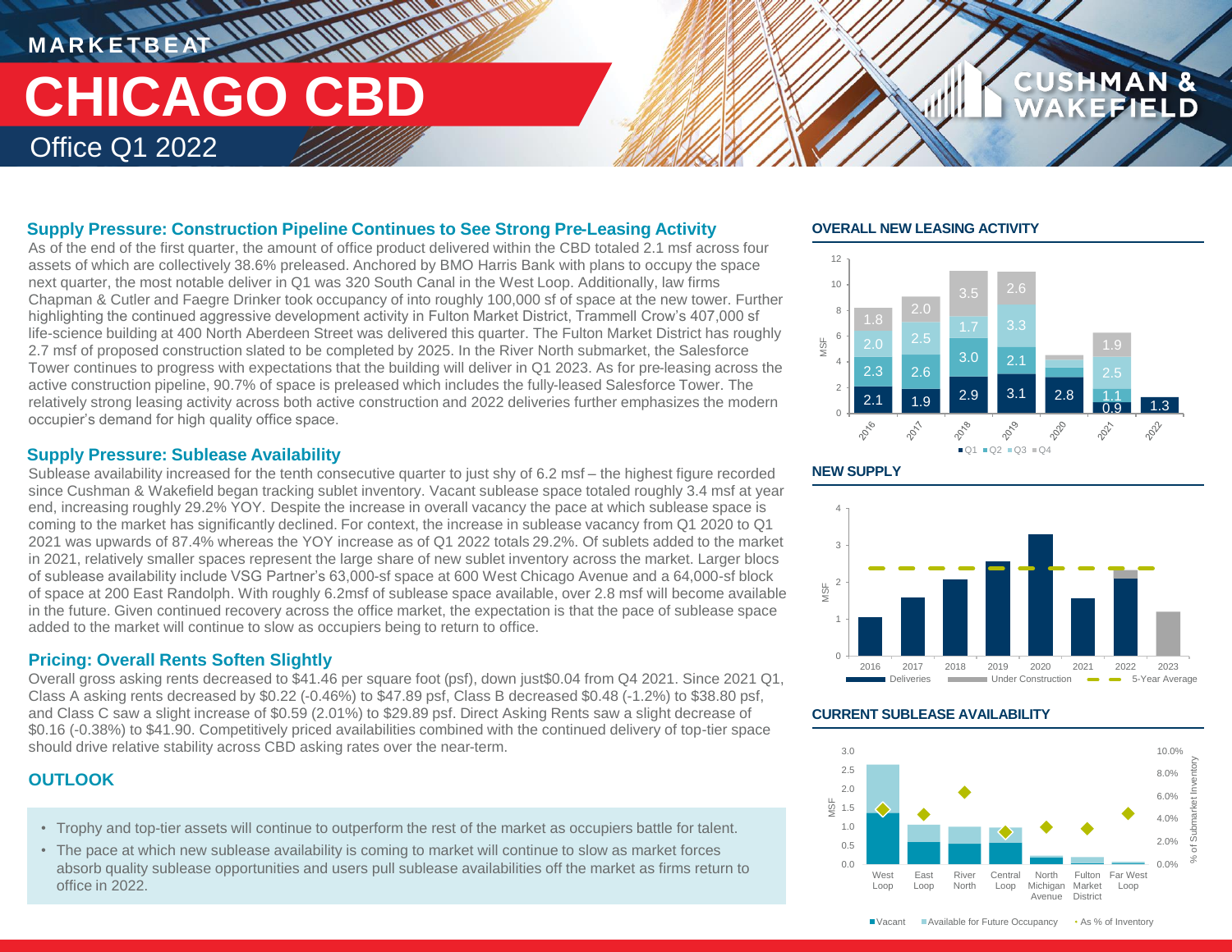# MARKETBEAT

# CHICAGO CBD

## Office Q1 2022

### Supply Pressure: Construction Pipeline Continues to See Strong Pre-Leasing Activity

As of the end of the first quarter, the amount of office product delivered within the CBD totaled 2.1 msf across four assets of which are collectively 38.6% preleased. Anchored by BMO Harris Bank with plans to occupy the space next quarter, the most notable deliver in Q1 was 320 South Canal in the West Loop. Additionally, law firms Chapman & Cutler and Faegre Drinker took occupancy of into roughly 100,000 sf of space at the new tower. Further highlighting the continued aggressive development activity in Fulton Market District, Trammell Crow's 407,000 sf life-science building at 400 North Aberdeen Street was delivered this quarter. The Fulton Market District has roughly 2.7 msf of proposed construction slated to be completed by 2025. In the River North submarket, the Salesforce Tower continues to progress with expectations that the building will deliver in Q1 2023. As for pre-leasing across the active construction pipeline, 90.7% of space is preleased which includes the fully-leased Salesforce Tower. The relatively strong leasing activity across both active construction and 2022 deliveries further emphasizes the modern occupier's demand for high quality office space.

### Supply Pressure: Sublease Availability

Sublease availability increased for the tenth consecutive quarter to just shy of 6.2 msf – the highest figure recorded since Cushman & Wakefield began tracking sublet inventory. Vacant sublease space totaled roughly 3.4 msf at year end, increasing roughly 29.2% YOY. Despite the increase in overall vacancy the pace at which sublease space is coming to the market has significantly declined. For context, the increase in sublease vacancy from Q1 2020 to Q1 2021 was upwards of 87.4% whereas the YOY increase as of Q1 2022 totals 29.2%. Of sublets added to the market in 2021, relatively smaller spaces represent the large share of new sublet inventory across the market. Larger blocs of sublease availability include VSG Partner's 63,000-sf space at 600 West Chicago Avenue and a 64,000-sf block of space at 200 East Randolph. With roughly 6.2msf of sublease space available, over 2.8 msf will become available in the future. Given continued recovery across the office market, the expectation is that the pace of sublease space added to the market will continue to slow as occupiers being to return to office.

### Pricing: Overall Rents Soften Slightly

Overall gross asking rents decreased to $41.46 per square foot (psf), down just$0.04 from Q4 2021. Since 2021 Q1, Class A asking rents decreased by $0.22 (-0.46%) to $47.89 psf, Class B decreased $0.48 (-1.2%) to $38.80 psf, and Class C saw a slight increase of $0.59 (2.01%) to $29.89 psf. Direct Asking Rents saw a slight decrease of $0.16 (-0.38%) to $41.90. Competitively priced availabilities combined with the continued delivery of top-tier space should drive relative stability across CBD asking rates over the near-term.

### OUTLOOK

- Trophy and top-tier assets will continue to outperform the rest of the market as occupiers battle for talent.
- The pace at which new sublease availability is coming to market will continue to slow as market forces absorb quality sublease opportunities and users pull sublease availabilities off the market as firms return to office in 2022.

#### OVERALL NEW LEASING ACTIVITY

| Year | Q1 | Q2 | Q3 | Q4 |
|---|---|---|---|---|
| 2016 | 2.1 | 2.3 | 2.0 | 1.8 |
| 2017 | 1.9 | 2.6 | 2.5 | 2.0 |
| 2018 | 2.9 | 3.0 | 1.7 | 3.5 |
| 2019 | 3.1 | 2.1 | 3.3 | 2.6 |
| 2020 | 2.8 | | | |
| 2021 | 0.9 | 1.1 | 2.5 | 1.9 |
| 2022 | 1.3 | | | |

MSF

#### NEW SUPPLY

MSF; 2016–2023; Deliveries, Under Construction, 5-Year Average

#### CURRENT SUBLEASE AVAILABILITY

MSF; % of Submarket Inventory; West Loop, East Loop, River North, Central Loop, North Michigan Avenue, Fulton Market District, Far West Loop; Vacant, Available for Future Occupancy, As % of Inventory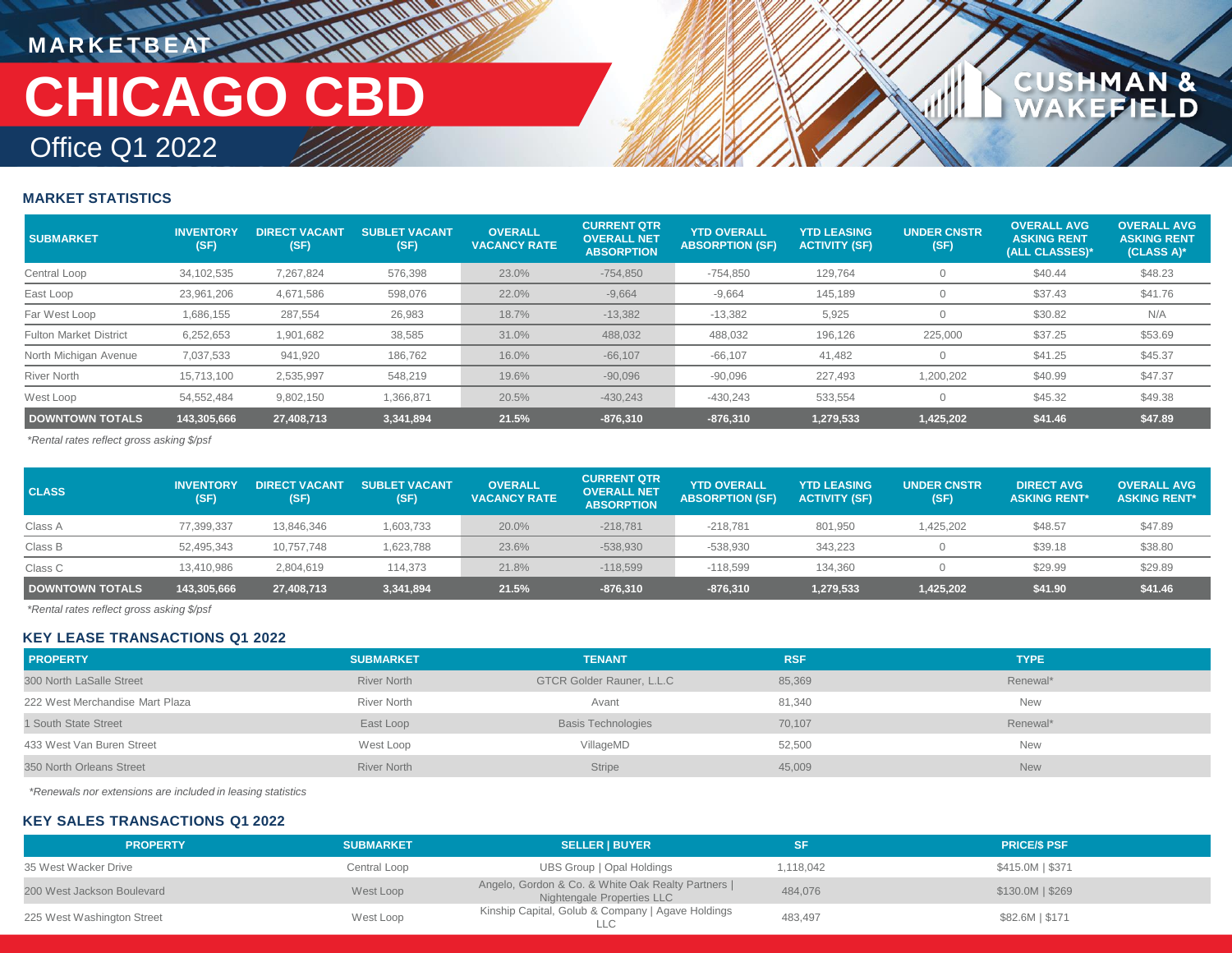MARKETBEAT

# CHICAGO CBD

Office Q1 2022

## MARKET STATISTICS

| SUBMARKET | INVENTORY (SF) | DIRECT VACANT (SF) | SUBLET VACANT (SF) | OVERALL VACANCY RATE | CURRENT QTR OVERALL NET ABSORPTION | YTD OVERALL ABSORPTION (SF) | YTD LEASING ACTIVITY (SF) | UNDER CNSTR (SF) | OVERALL AVG ASKING RENT (ALL CLASSES)* | OVERALL AVG ASKING RENT (CLASS A)* |
|---|---|---|---|---|---|---|---|---|---|---|
| Central Loop | 34,102,535 | 7,267,824 | 576,398 | 23.0% | -754,850 | -754,850 | 129,764 | 0 | $40.44 | $48.23 |
| East Loop | 23,961,206 | 4,671,586 | 598,076 | 22.0% | -9,664 | -9,664 | 145,189 | 0 | $37.43 | $41.76 |
| Far West Loop | 1,686,155 | 287,554 | 26,983 | 18.7% | -13,382 | -13,382 | 5,925 | 0 | $30.82 | N/A |
| Fulton Market District | 6,252,653 | 1,901,682 | 38,585 | 31.0% | 488,032 | 488,032 | 196,126 | 225,000 | $37.25 | $53.69 |
| North Michigan Avenue | 7,037,533 | 941,920 | 186,762 | 16.0% | -66,107 | -66,107 | 41,482 | 0 | $41.25 | $45.37 |
| River North | 15,713,100 | 2,535,997 | 548,219 | 19.6% | -90,096 | -90,096 | 227,493 | 1,200,202 | $40.99 | $47.37 |
| West Loop | 54,552,484 | 9,802,150 | 1,366,871 | 20.5% | -430,243 | -430,243 | 533,554 | 0 | $45.32 | $49.38 |
| **DOWNTOWN TOTALS** | **143,305,666** | **27,408,713** | **3,341,894** | **21.5%** | **-876,310** | **-876,310** | **1,279,533** | **1,425,202** | **$41.46** | **$47.89** |

*Rental rates reflect gross asking $/psf*

| CLASS | INVENTORY (SF) | DIRECT VACANT (SF) | SUBLET VACANT (SF) | OVERALL VACANCY RATE | CURRENT QTR OVERALL NET ABSORPTION | YTD OVERALL ABSORPTION (SF) | YTD LEASING ACTIVITY (SF) | UNDER CNSTR (SF) | DIRECT AVG ASKING RENT* | OVERALL AVG ASKING RENT* |
|---|---|---|---|---|---|---|---|---|---|---|
| Class A | 77,399,337 | 13,846,346 | 1,603,733 | 20.0% | -218,781 | -218,781 | 801,950 | 1,425,202 | $48.57 | $47.89 |
| Class B | 52,495,343 | 10,757,748 | 1,623,788 | 23.6% | -538,930 | -538,930 | 343,223 | 0 | $39.18 | $38.80 |
| Class C | 13,410,986 | 2,804,619 | 114,373 | 21.8% | -118,599 | -118,599 | 134,360 | 0 | $29.99 | $29.89 |
| **DOWNTOWN TOTALS** | **143,305,666** | **27,408,713** | **3,341,894** | **21.5%** | **-876,310** | **-876,310** | **1,279,533** | **1,425,202** | **$41.90** | **$41.46** |

*Rental rates reflect gross asking $/psf*

## KEY LEASE TRANSACTIONS Q1 2022

| PROPERTY | SUBMARKET | TENANT | RSF | TYPE |
|---|---|---|---|---|
| 300 North LaSalle Street | River North | GTCR Golder Rauner, L.L.C | 85,369 | Renewal* |
| 222 West Merchandise Mart Plaza | River North | Avant | 81,340 | New |
| 1 South State Street | East Loop | Basis Technologies | 70,107 | Renewal* |
| 433 West Van Buren Street | West Loop | VillageMD | 52,500 | New |
| 350 North Orleans Street | River North | Stripe | 45,009 | New |

*Renewals nor extensions are included in leasing statistics*

## KEY SALES TRANSACTIONS Q1 2022

| PROPERTY | SUBMARKET | SELLER \| BUYER | SF | PRICE/$ PSF |
|---|---|---|---|---|
| 35 West Wacker Drive | Central Loop | UBS Group \| Opal Holdings | 1,118,042 | $415.0M \| $371 |
| 200 West Jackson Boulevard | West Loop | Angelo, Gordon & Co. & White Oak Realty Partners \| Nightengale Properties LLC | 484,076 | $130.0M \| $269 |
| 225 West Washington Street | West Loop | Kinship Capital, Golub & Company \| Agave Holdings LLC | 483,497 | $82.6M \| $171 |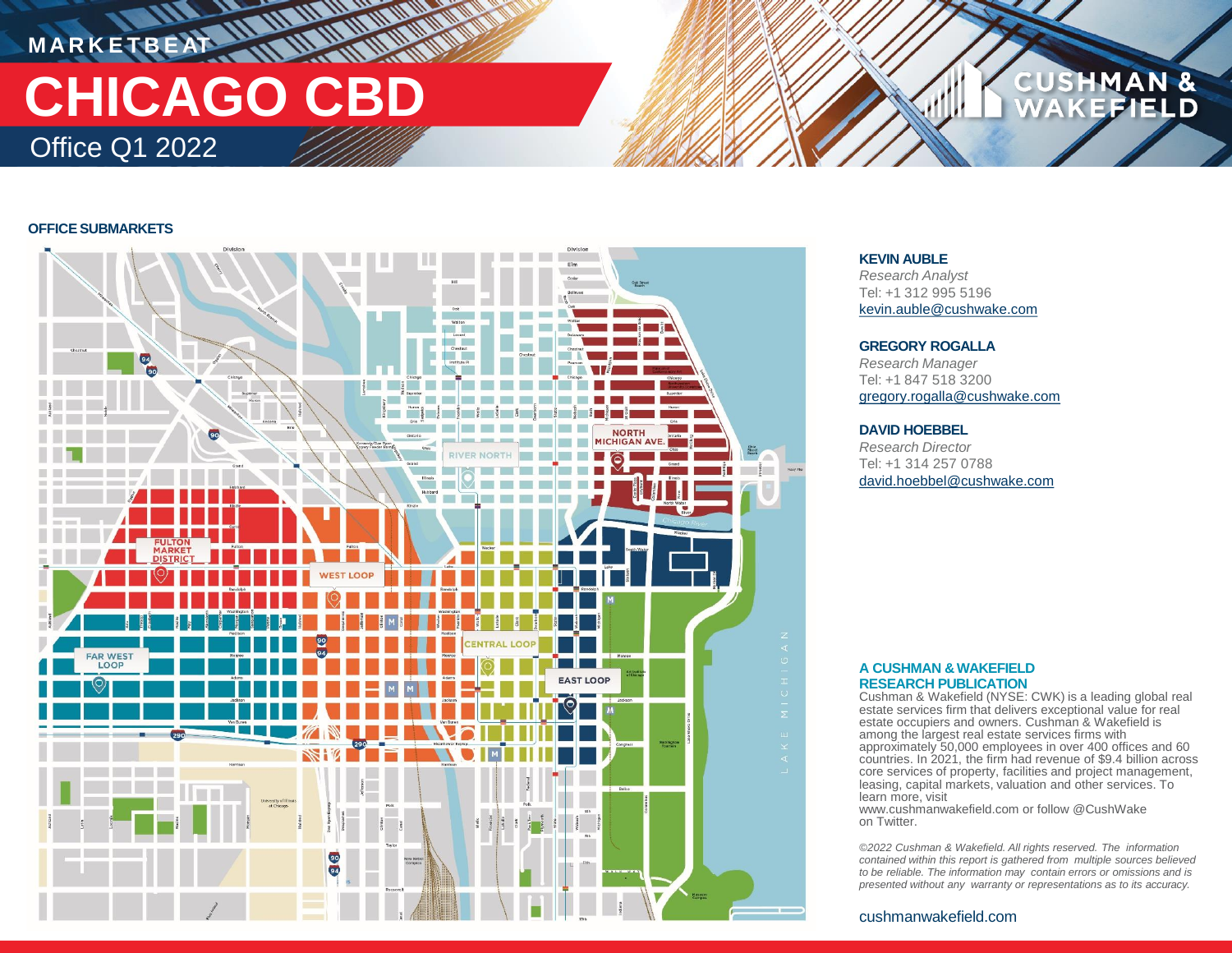MARKETBEAT

# CHICAGO CBD

Office Q1 2022

CUSHMAN & WAKEFIELD

## OFFICE SUBMARKETS

NORTH MICHIGAN AVE.

RIVER NORTH

FULTON MARKET DISTRICT

WEST LOOP

CENTRAL LOOP

EAST LOOP

FAR WEST LOOP

LAKE MICHIGAN

**KEVIN AUBLE**
*Research Analyst*
Tel: +1 312 995 5196
kevin.auble@cushwake.com

**GREGORY ROGALLA**
*Research Manager*
Tel: +1 847 518 3200
gregory.rogalla@cushwake.com

**DAVID HOEBBEL**
*Research Director*
Tel: +1 314 257 0788
david.hoebbel@cushwake.com

### A CUSHMAN & WAKEFIELD RESEARCH PUBLICATION

Cushman & Wakefield (NYSE: CWK) is a leading global real estate services firm that delivers exceptional value for real estate occupiers and owners. Cushman & Wakefield is among the largest real estate services firms with approximately 50,000 employees in over 400 offices and 60 countries. In 2021, the firm had revenue of $9.4 billion across core services of property, facilities and project management, leasing, capital markets, valuation and other services. To learn more, visit www.cushmanwakefield.com or follow @CushWake on Twitter.

*©2022 Cushman & Wakefield. All rights reserved. The information contained within this report is gathered from multiple sources believed to be reliable. The information may contain errors or omissions and is presented without any warranty or representations as to its accuracy.*

cushmanwakefield.com